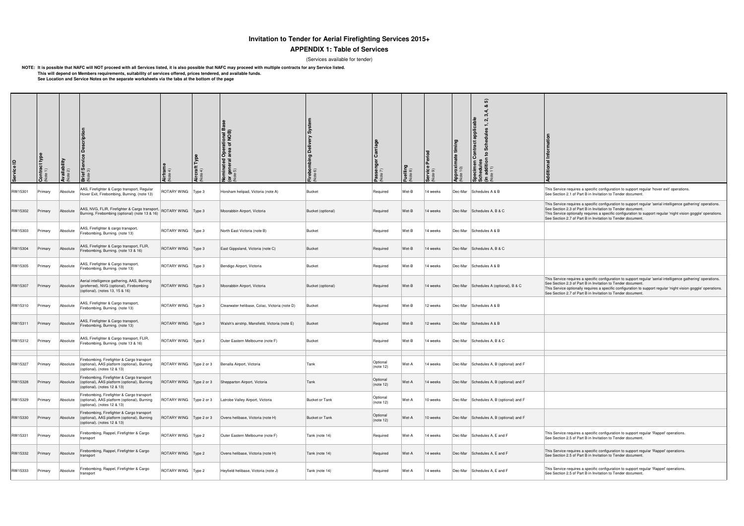# Invitation to Tender for Aerial Firefighting Services 2015+

## APPENDIX 1: Table of Services

(Services available for tender)

**NOTE: It is possible that NAFC will NOT proceed with all Services listed, it is also possible that NAFC may proceed with multiple contracts for any Service listed.**
**This will depend on Members requirements, suitability of services offered, prices tendered, and available funds.**
**See Location and Service Notes on the separate worksheets via the tabs at the bottom of the page**

| Service ID | Contract type (Note 1) | Availability (Note 2) | Brief Service Description (Note 3) | Airframe (Note 4) | Aircraft Type (Note 4) | Nominated Operational Base (or general area of NOB) (Note 5) | Firebombing Delivery System (Note 6) | Passenger Carriage (Note 7) | Fuelling (Note 8) | Service Period (Note 9) | Approximate timing (Note 10) | Specimen Contract applicable Schedules (in addition to Schedules 1, 2, 3, 4, & 5) (Note 11) | Additional Information |
|---|---|---|---|---|---|---|---|---|---|---|---|---|---|
| RW15301 | Primary | Absolute | AAS, Firefighter & Cargo transport, Regular Hover Exit, Firebombing, Burning. (note 13) | ROTARY WING | Type 3 | Horsham helipad, Victoria (note A) | Bucket | Required | Wet-B | 14 weeks | Dec-Mar | Schedules A & B | This Service requires a specific configuration to support regular 'hover exit' operations. See Section 2.1 of Part B in Invitation to Tender document. |
| RW15302 | Primary | Absolute | AAS, NVG, FLIR, Firefighter & Cargo transport, Burning, Firebombing (optional) (note 13 & 16) | ROTARY WING | Type 3 | Moorabbin Airport, Victoria | Bucket (optional) | Required | Wet-B | 14 weeks | Dec-Mar | Schedules A, B & C | This Service requires a specific configuration to support regular 'aerial intelligence gathering' operations. See Section 2.3 of Part B in Invitation to Tender document. This Service optionally requires a specific configuration to support regular 'night vision goggle' operations. See Section 2.7 of Part B in Invitation to Tender document. |
| RW15303 | Primary | Absolute | AAS, Firefighter & cargo transport, Firebombing, Burning. (note 13) | ROTARY WING | Type 3 | North East Victoria (note B) | Bucket | Required | Wet-B | 14 weeks | Dec-Mar | Schedules A & B | |
| RW15304 | Primary | Absolute | AAS, Firefighter & Cargo transport, FLIR, Firebombing, Burning. (note 13 & 16) | ROTARY WING | Type 3 | East Gippsland, Victoria (note C) | Bucket | Required | Wet-B | 14 weeks | Dec-Mar | Schedules A, B & C | |
| RW15305 | Primary | Absolute | AAS, Firefighter & Cargo transport, Firebombing, Burning. (note 13) | ROTARY WING | Type 3 | Bendigo Airport, Victoria | Bucket | Required | Wet-B | 14 weeks | Dec-Mar | Schedules A & B | |
| RW15307 | Primary | Absolute | Aerial intelligence gathering, AAS, Burning (preferred), NVG (optional), Firebombing (optional). (notes 13, 15 & 16) | ROTARY WING | Type 3 | Moorabbin Airport, Victoria | Bucket (optional) | Required | Wet-B | 14 weeks | Dec-Mar | Schedules A (optional), B & C | This Service requires a specific configuration to support regular 'aerial intelligence gathering' operations. See Section 2.3 of Part B in Invitation to Tender document. This Service optionally requires a specific configuration to support regular 'night vision goggle' operations. See Section 2.7 of Part B in Invitation to Tender document. |
| RW15310 | Primary | Absolute | AAS, Firefighter & Cargo transport, Firebombing, Burning. (note 13) | ROTARY WING | Type 3 | Clearwater helibase, Colac, Victoria (note D) | Bucket | Required | Wet-B | 12 weeks | Dec-Mar | Schedules A & B | |
| RW15311 | Primary | Absolute | AAS, Firefighter & Cargo transport, Firebombing, Burning. (note 13) | ROTARY WING | Type 3 | Walsh's airstrip, Mansfield, Victoria (note E) | Bucket | Required | Wet-B | 12 weeks | Dec-Mar | Schedules A & B | |
| RW15312 | Primary | Absolute | AAS, Firefighter & Cargo transport, FLIR, Firebombing, Burning. (note 13 & 16) | ROTARY WING | Type 3 | Outer Eastern Melbourne (note F) | Bucket | Required | Wet-B | 14 weeks | Dec-Mar | Schedules A, B & C | |
| | | | | | | | | | | | | | |
| RW15327 | Primary | Absolute | Firebombing, Firefighter & Cargo transport (optional), AAS platform (optional), Burning (optional). (notes 12 & 13) | ROTARY WING | Type 2 or 3 | Benalla Airport, Victoria | Tank | Optional (note 12) | Wet-A | 14 weeks | Dec-Mar | Schedules A, B (optional) and F | |
| RW15328 | Primary | Absolute | Firebombing, Firefighter & Cargo transport (optional), AAS platform (optional), Burning (optional). (notes 12 & 13) | ROTARY WING | Type 2 or 3 | Shepparton Airport, Victoria | Tank | Optional (note 12) | Wet-A | 14 weeks | Dec-Mar | Schedules A, B (optional) and F | |
| RW15329 | Primary | Absolute | Firebombing, Firefighter & Cargo transport (optional), AAS platform (optional), Burning (optional). (notes 12 & 13) | ROTARY WING | Type 2 or 3 | Latrobe Valley Airport, Victoria | Bucket or Tank | Optional (note 12) | Wet-A | 10 weeks | Dec-Mar | Schedules A, B (optional) and F | |
| RW15330 | Primary | Absolute | Firebombing, Firefighter & Cargo transport (optional), AAS platform (optional), Burning (optional). (notes 12 & 13) | ROTARY WING | Type 2 or 3 | Ovens helibase, Victoria (note H) | Bucket or Tank | Optional (note 12) | Wet-A | 10 weeks | Dec-Mar | Schedules A, B (optional) and F | |
| RW15331 | Primary | Absolute | Firebombing, Rappel, Firefighter & Cargo transport | ROTARY WING | Type 2 | Outer Eastern Melbourne (note F) | Tank (note 14) | Required | Wet-A | 14 weeks | Dec-Mar | Schedules A, E and F | This Service requires a specific configuration to support regular 'Rappel' operations. See Section 2.5 of Part B in Invitation to Tender document. |
| RW15332 | Primary | Absolute | Firebombing, Rappel, Firefighter & Cargo transport | ROTARY WING | Type 2 | Ovens helibase, Victoria (note H) | Tank (note 14) | Required | Wet-A | 14 weeks | Dec-Mar | Schedules A, E and F | This Service requires a specific configuration to support regular 'Rappel' operations. See Section 2.5 of Part B in Invitation to Tender document. |
| RW15333 | Primary | Absolute | Firebombing, Rappel, Firefighter & Cargo transport | ROTARY WING | Type 2 | Heyfield helibase, Victoria (note J) | Tank (note 14) | Required | Wet-A | 14 weeks | Dec-Mar | Schedules A, E and F | This Service requires a specific configuration to support regular 'Rappel' operations. See Section 2.5 of Part B in Invitation to Tender document. |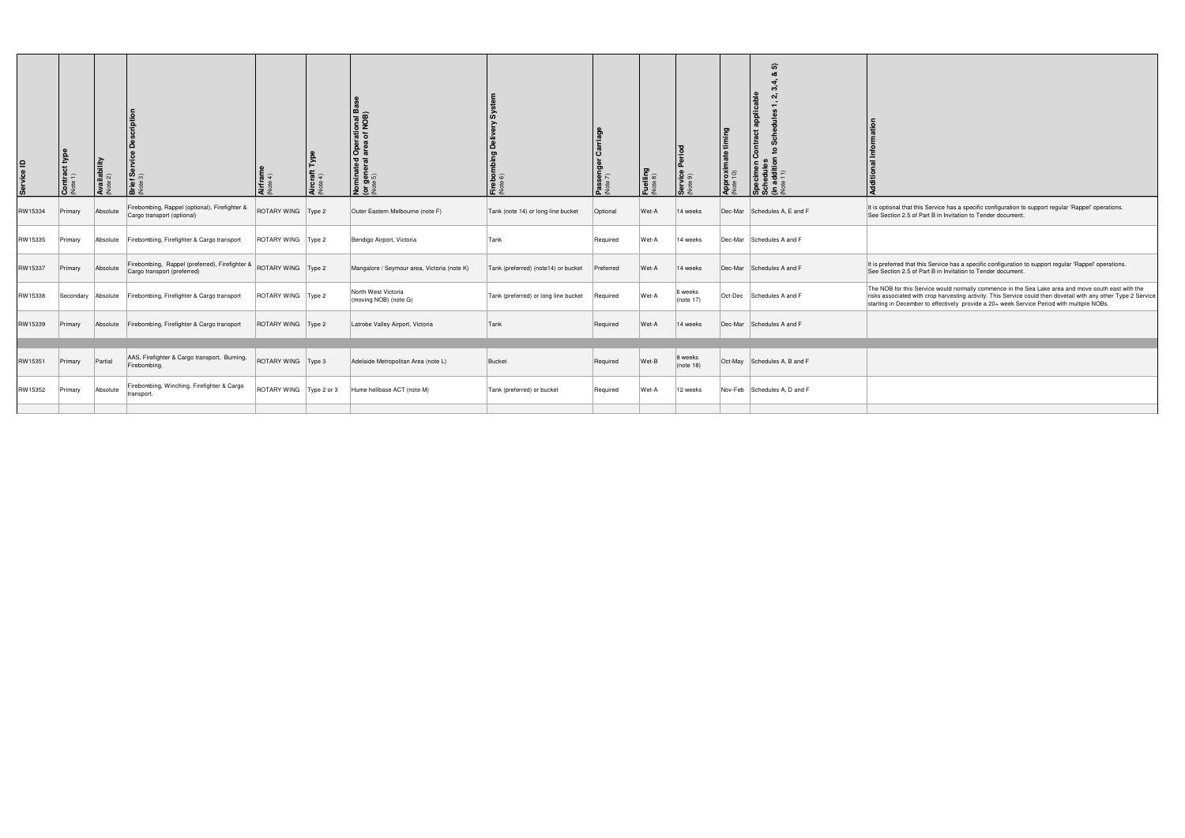| Service ID | Contract type (Note 1) | Availability (Note 2) | Brief Service Description (Note 3) | Airframe (Note 4) | Aircraft Type (Note 4) | Nominated Operational Base (or general area of NOB) (Note 5) | Firebombing Delivery System (Note 6) | Passenger Carriage (Note 7) | Fuelling (Note 8) | Service Period (Note 9) | Approximate timing (Note 10) | Specimen Contract applicable Schedules (in addition to Schedules 1, 2, 3, 4, & 5) (Note 11) | Additional Information |
|---|---|---|---|---|---|---|---|---|---|---|---|---|---|
| RW15334 | Primary | Absolute | Firebombing, Rappel (optional), Firefighter & Cargo transport (optional) | ROTARY WING | Type 2 | Outer Eastern Melbourne (note F) | Tank (note 14) or long line bucket | Optional | Wet-A | 14 weeks | Dec-Mar | Schedules A, E and F | It is optional that this Service has a specific configuration to support regular 'Rappel' operations. See Section 2.5 of Part B in Invitation to Tender document. |
| RW15335 | Primary | Absolute | Firebombing, Firefighter & Cargo transport | ROTARY WING | Type 2 | Bendigo Airport, Victoria | Tank | Required | Wet-A | 14 weeks | Dec-Mar | Schedules A and F | |
| RW15337 | Primary | Absolute | Firebombing, Rappel (preferred), Firefighter & Cargo transport (preferred) | ROTARY WING | Type 2 | Mangalore / Seymour area, Victoria (note K) | Tank (preferred) (note14) or bucket | Preferred | Wet-A | 14 weeks | Dec-Mar | Schedules A and F | It is preferred that this Service has a specific configuration to support regular 'Rappel' operations. See Section 2.5 of Part B in Invitation to Tender document. |
| RW15338 | Secondary | Absolute | Firebombing, Firefighter & Cargo transport | ROTARY WING | Type 2 | North West Victoria (moving NOB) (note G) | Tank (preferred) or long line bucket | Required | Wet-A | 6 weeks (note 17) | Oct-Dec | Schedules A and F | The NOB for this Service would normally commence in the Sea Lake area and move south east with the risks associated with crop harvesting activity. This Service could then dovetail with any other Type 2 Service starting in December to effectively provide a 20+ week Service Period with multiple NOBs. |
| RW15339 | Primary | Absolute | Firebombing, Firefighter & Cargo transport | ROTARY WING | Type 2 | Latrobe Valley Airport, Victoria | Tank | Required | Wet-A | 14 weeks | Dec-Mar | Schedules A and F | |
| | | | | | | | | | | | | | |
| RW15351 | Primary | Partial | AAS, Firefighter & Cargo transport, Burning, Firebombing. | ROTARY WING | Type 3 | Adelaide Metropolitan Area (note L) | Bucket | Required | Wet-B | 8 weeks (note 18) | Oct-May | Schedules A, B and F | |
| RW15352 | Primary | Absolute | Firebombing, Winching, Firefighter & Cargo transport. | ROTARY WING | Type 2 or 3 | Hume helibase ACT (note M) | Tank (preferred) or bucket | Required | Wet-A | 12 weeks | Nov-Feb | Schedules A, D and F | |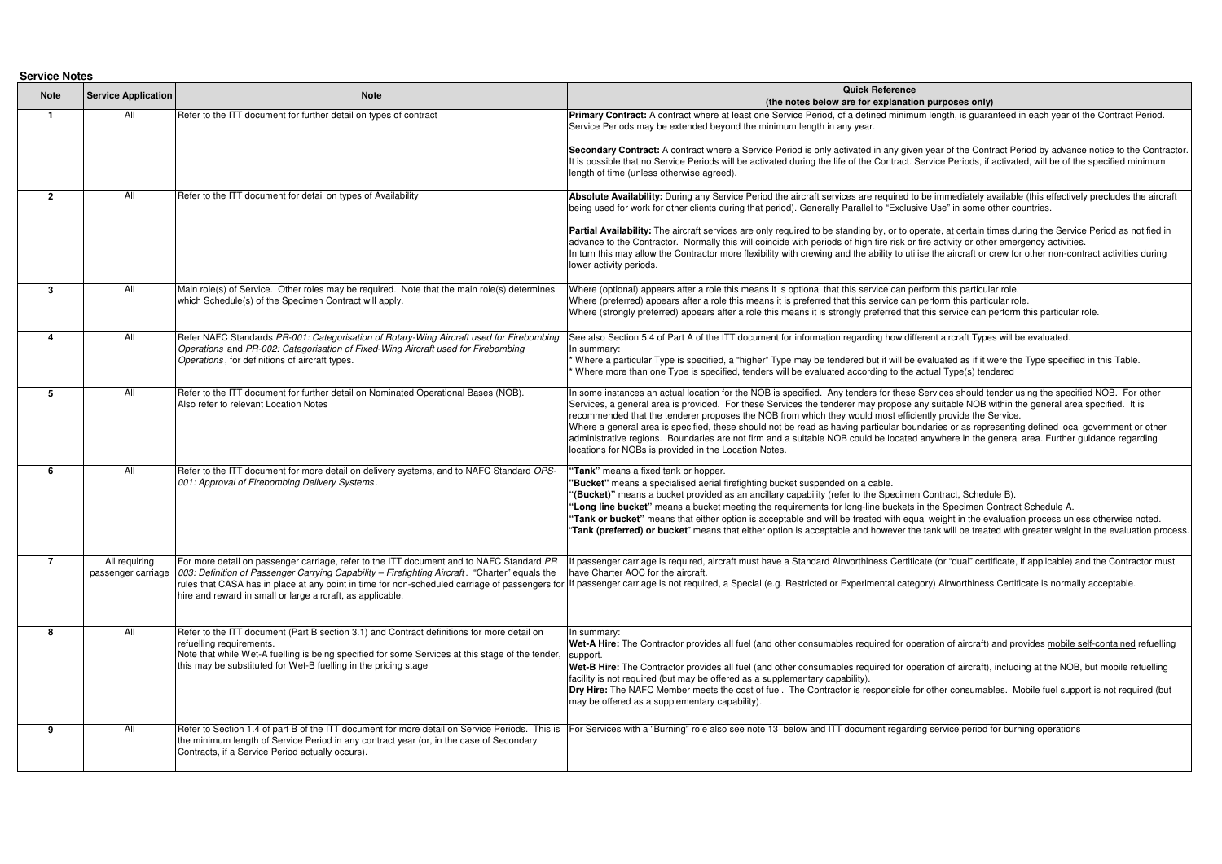**Service Notes**

| Note | Service Application | Note | Quick Reference<br>(the notes below are for explanation purposes only) |
|---|---|---|---|
| 1 | All | Refer to the ITT document for further detail on types of contract | **Primary Contract:** A contract where at least one Service Period, of a defined minimum length, is guaranteed in each year of the Contract Period. Service Periods may be extended beyond the minimum length in any year.<br><br>**Secondary Contract:** A contract where a Service Period is only activated in any given year of the Contract Period by advance notice to the Contractor. It is possible that no Service Periods will be activated during the life of the Contract. Service Periods, if activated, will be of the specified minimum length of time (unless otherwise agreed). |
| 2 | All | Refer to the ITT document for detail on types of Availability | **Absolute Availability:** During any Service Period the aircraft services are required to be immediately available (this effectively precludes the aircraft being used for work for other clients during that period). Generally Parallel to "Exclusive Use" in some other countries.<br><br>**Partial Availability:** The aircraft services are only required to be standing by, or to operate, at certain times during the Service Period as notified in advance to the Contractor. Normally this will coincide with periods of high fire risk or fire activity or other emergency activities.<br>In turn this may allow the Contractor more flexibility with crewing and the ability to utilise the aircraft or crew for other non-contract activities during lower activity periods. |
| 3 | All | Main role(s) of Service. Other roles may be required. Note that the main role(s) determines which Schedule(s) of the Specimen Contract will apply. | Where (optional) appears after a role this means it is optional that this service can perform this particular role.<br>Where (preferred) appears after a role this means it is preferred that this service can perform this particular role.<br>Where (strongly preferred) appears after a role this means it is strongly preferred that this service can perform this particular role. |
| 4 | All | Refer NAFC Standards *PR-001: Categorisation of Rotary-Wing Aircraft used for Firebombing Operations* and *PR-002: Categorisation of Fixed-Wing Aircraft used for Firebombing Operations*, for definitions of aircraft types. | See also Section 5.4 of Part A of the ITT document for information regarding how different aircraft Types will be evaluated.<br>In summary:<br>* Where a particular Type is specified, a "higher" Type may be tendered but it will be evaluated as if it were the Type specified in this Table.<br>* Where more than one Type is specified, tenders will be evaluated according to the actual Type(s) tendered |
| 5 | All | Refer to the ITT document for further detail on Nominated Operational Bases (NOB).<br>Also refer to relevant Location Notes | In some instances an actual location for the NOB is specified. Any tenders for these Services should tender using the specified NOB. For other Services, a general area is provided. For these Services the tenderer may propose any suitable NOB within the general area specified. It is recommended that the tenderer proposes the NOB from which they would most efficiently provide the Service.<br>Where a general area is specified, these should not be read as having particular boundaries or as representing defined local government or other administrative regions. Boundaries are not firm and a suitable NOB could be located anywhere in the general area. Further guidance regarding locations for NOBs is provided in the Location Notes. |
| 6 | All | Refer to the ITT document for more detail on delivery systems, and to NAFC Standard *OPS-001: Approval of Firebombing Delivery Systems*. | "**Tank**" means a fixed tank or hopper.<br>"**Bucket**" means a specialised aerial firefighting bucket suspended on a cable.<br>"**(Bucket)**" means a bucket provided as an ancillary capability (refer to the Specimen Contract, Schedule B).<br>"**Long line bucket**" means a bucket meeting the requirements for long-line buckets in the Specimen Contract Schedule A.<br>"**Tank or bucket**" means that either option is acceptable and will be treated with equal weight in the evaluation process unless otherwise noted.<br>"**Tank (preferred) or bucket**" means that either option is acceptable and however the tank will be treated with greater weight in the evaluation process. |
| 7 | All requiring passenger carriage | For more detail on passenger carriage, refer to the ITT document and to NAFC Standard *PR 003: Definition of Passenger Carrying Capability – Firefighting Aircraft*. "Charter" equals the rules that CASA has in place at any point in time for non-scheduled carriage of passengers for hire and reward in small or large aircraft, as applicable. | If passenger carriage is required, aircraft must have a Standard Airworthiness Certificate (or "dual" certificate, if applicable) and the Contractor must have Charter AOC for the aircraft.<br>If passenger carriage is not required, a Special (e.g. Restricted or Experimental category) Airworthiness Certificate is normally acceptable. |
| 8 | All | Refer to the ITT document (Part B section 3.1) and Contract definitions for more detail on refuelling requirements.<br>Note that while Wet-A fuelling is being specified for some Services at this stage of the tender, this may be substituted for Wet-B fuelling in the pricing stage | In summary:<br>**Wet-A Hire:** The Contractor provides all fuel (and other consumables required for operation of aircraft) and provides mobile self-contained refuelling support.<br>**Wet-B Hire:** The Contractor provides all fuel (and other consumables required for operation of aircraft), including at the NOB, but mobile refuelling facility is not required (but may be offered as a supplementary capability).<br>**Dry Hire:** The NAFC Member meets the cost of fuel. The Contractor is responsible for other consumables. Mobile fuel support is not required (but may be offered as a supplementary capability). |
| 9 | All | Refer to Section 1.4 of part B of the ITT document for more detail on Service Periods. This is the minimum length of Service Period in any contract year (or, in the case of Secondary Contracts, if a Service Period actually occurs). | For Services with a "Burning" role also see note 13 below and ITT document regarding service period for burning operations |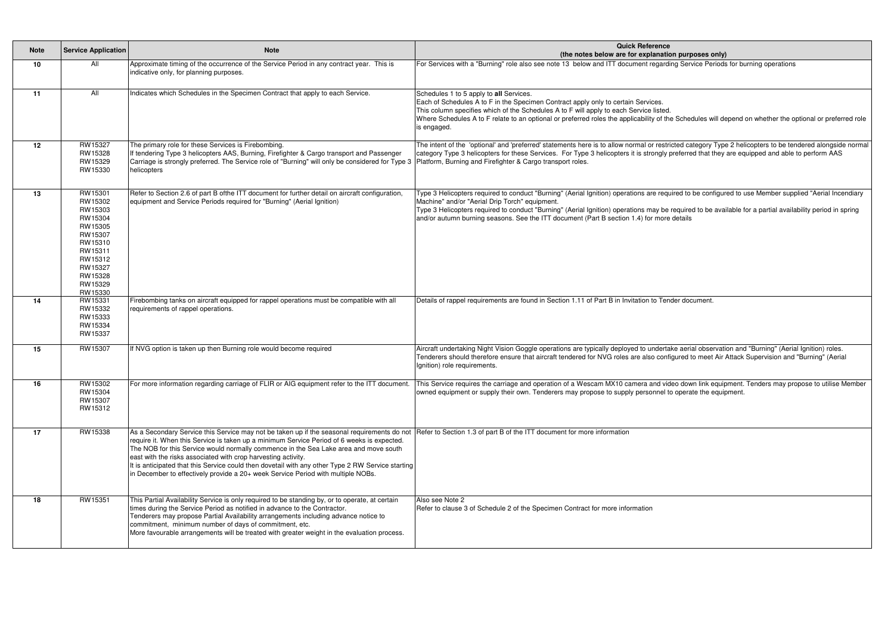| Note | Service Application | Note | Quick Reference (the notes below are for explanation purposes only) |
|---|---|---|---|
| 10 | All | Approximate timing of the occurrence of the Service Period in any contract year. This is indicative only, for planning purposes. | For Services with a "Burning" role also see note 13 below and ITT document regarding Service Periods for burning operations |
| 11 | All | Indicates which Schedules in the Specimen Contract that apply to each Service. | Schedules 1 to 5 apply to **all** Services.<br>Each of Schedules A to F in the Specimen Contract apply only to certain Services.<br>This column specifies which of the Schedules A to F will apply to each Service listed.<br>Where Schedules A to F relate to an optional or preferred roles the applicability of the Schedules will depend on whether the optional or preferred role is engaged. |
| 12 | RW15327<br>RW15328<br>RW15329<br>RW15330 | The primary role for these Services is Firebombing.<br>If tendering Type 3 helicopters AAS, Burning, Firefighter & Cargo transport and Passenger Carriage is strongly preferred. The Service role of "Burning" will only be considered for Type 3 helicopters | The intent of the 'optional' and 'preferred' statements here is to allow normal or restricted category Type 2 helicopters to be tendered alongside normal category Type 3 helicopters for these Services. For Type 3 helicopters it is strongly preferred that they are equipped and able to perform AAS Platform, Burning and Firefighter & Cargo transport roles. |
| 13 | RW15301<br>RW15302<br>RW15303<br>RW15304<br>RW15305<br>RW15307<br>RW15310<br>RW15311<br>RW15312<br>RW15327<br>RW15328<br>RW15329<br>RW15330 | Refer to Section 2.6 of part B ofthe ITT document for further detail on aircraft configuration, equipment and Service Periods required for "Burning" (Aerial Ignition) | Type 3 Helicopters required to conduct "Burning" (Aerial Ignition) operations are required to be configured to use Member supplied "Aerial Incendiary Machine" and/or "Aerial Drip Torch" equipment.<br>Type 3 Helicopters required to conduct "Burning" (Aerial Ignition) operations may be required to be available for a partial availability period in spring and/or autumn burning seasons. See the ITT document (Part B section 1.4) for more details |
| 14 | RW15331<br>RW15332<br>RW15333<br>RW15334<br>RW15337 | Firebombing tanks on aircraft equipped for rappel operations must be compatible with all requirements of rappel operations. | Details of rappel requirements are found in Section 1.11 of Part B in Invitation to Tender document. |
| 15 | RW15307 | If NVG option is taken up then Burning role would become required | Aircraft undertaking Night Vision Goggle operations are typically deployed to undertake aerial observation and "Burning" (Aerial Ignition) roles. Tenderers should therefore ensure that aircraft tendered for NVG roles are also configured to meet Air Attack Supervision and "Burning" (Aerial Ignition) role requirements. |
| 16 | RW15302<br>RW15304<br>RW15307<br>RW15312 | For more information regarding carriage of FLIR or AIG equipment refer to the ITT document. | This Service requires the carriage and operation of a Wescam MX10 camera and video down link equipment. Tenders may propose to utilise Member owned equipment or supply their own. Tenderers may propose to supply personnel to operate the equipment. |
| 17 | RW15338 | As a Secondary Service this Service may not be taken up if the seasonal requirements do not require it. When this Service is taken up a minimum Service Period of 6 weeks is expected.<br>The NOB for this Service would normally commence in the Sea Lake area and move south east with the risks associated with crop harvesting activity.<br>It is anticipated that this Service could then dovetail with any other Type 2 RW Service starting in December to effectively provide a 20+ week Service Period with multiple NOBs. | Refer to Section 1.3 of part B of the ITT document for more information |
| 18 | RW15351 | This Partial Availability Service is only required to be standing by, or to operate, at certain times during the Service Period as notified in advance to the Contractor.<br>Tenderers may propose Partial Availability arrangements including advance notice to commitment, minimum number of days of commitment, etc.<br>More favourable arrangements will be treated with greater weight in the evaluation process. | Also see Note 2<br>Refer to clause 3 of Schedule 2 of the Specimen Contract for more information |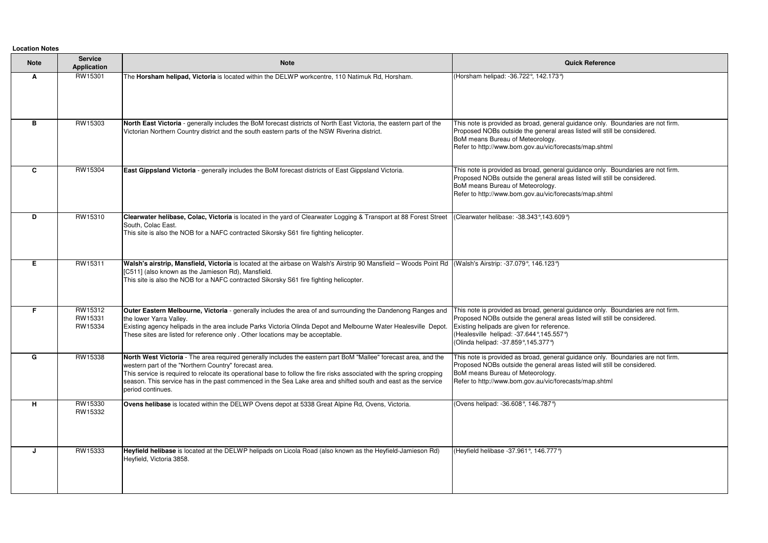**Location Notes**

| Note | Service Application | Note | Quick Reference |
|---|---|---|---|
| A | RW15301 | The **Horsham helipad, Victoria** is located within the DELWP workcentre, 110 Natimuk Rd, Horsham. | (Horsham helipad: -36.722°, 142.173°) |
| B | RW15303 | **North East Victoria** - generally includes the BoM forecast districts of North East Victoria, the eastern part of the Victorian Northern Country district and the south eastern parts of the NSW Riverina district. | This note is provided as broad, general guidance only. Boundaries are not firm.<br>Proposed NOBs outside the general areas listed will still be considered.<br>BoM means Bureau of Meteorology.<br>Refer to http://www.bom.gov.au/vic/forecasts/map.shtml |
| C | RW15304 | **East Gippsland Victoria** - generally includes the BoM forecast districts of East Gippsland Victoria. | This note is provided as broad, general guidance only. Boundaries are not firm.<br>Proposed NOBs outside the general areas listed will still be considered.<br>BoM means Bureau of Meteorology.<br>Refer to http://www.bom.gov.au/vic/forecasts/map.shtml |
| D | RW15310 | **Clearwater helibase, Colac, Victoria** is located in the yard of Clearwater Logging & Transport at 88 Forest Street South, Colac East.<br>This site is also the NOB for a NAFC contracted Sikorsky S61 fire fighting helicopter. | (Clearwater helibase: -38.343°,143.609°) |
| E | RW15311 | **Walsh's airstrip, Mansfield, Victoria** is located at the airbase on Walsh's Airstrip 90 Mansfield – Woods Point Rd [C511] (also known as the Jamieson Rd), Mansfield.<br>This site is also the NOB for a NAFC contracted Sikorsky S61 fire fighting helicopter. | (Walsh's Airstrip: -37.079°, 146.123°) |
| F | RW15312<br>RW15331<br>RW15334 | **Outer Eastern Melbourne, Victoria** - generally includes the area of and surrounding the Dandenong Ranges and the lower Yarra Valley.<br>Existing agency helipads in the area include Parks Victoria Olinda Depot and Melbourne Water Healesville Depot. These sites are listed for reference only . Other locations may be acceptable. | This note is provided as broad, general guidance only. Boundaries are not firm.<br>Proposed NOBs outside the general areas listed will still be considered.<br>Existing helipads are given for reference.<br>(Healesville helipad: -37.644°,145.557°)<br>(Olinda helipad: -37.859°,145.377°) |
| G | RW15338 | **North West Victoria** - The area required generally includes the eastern part BoM "Mallee" forecast area, and the western part of the "Northern Country" forecast area.<br>This service is required to relocate its operational base to follow the fire risks associated with the spring cropping season. This service has in the past commenced in the Sea Lake area and shifted south and east as the service period continues. | This note is provided as broad, general guidance only. Boundaries are not firm.<br>Proposed NOBs outside the general areas listed will still be considered.<br>BoM means Bureau of Meteorology.<br>Refer to http://www.bom.gov.au/vic/forecasts/map.shtml |
| H | RW15330<br>RW15332 | **Ovens helibase** is located within the DELWP Ovens depot at 5338 Great Alpine Rd, Ovens, Victoria. | (Ovens helipad: -36.608°, 146.787°) |
| J | RW15333 | **Heyfield helibase** is located at the DELWP helipads on Licola Road (also known as the Heyfield-Jamieson Rd) Heyfield, Victoria 3858. | (Heyfield helibase -37.961°, 146.777°) |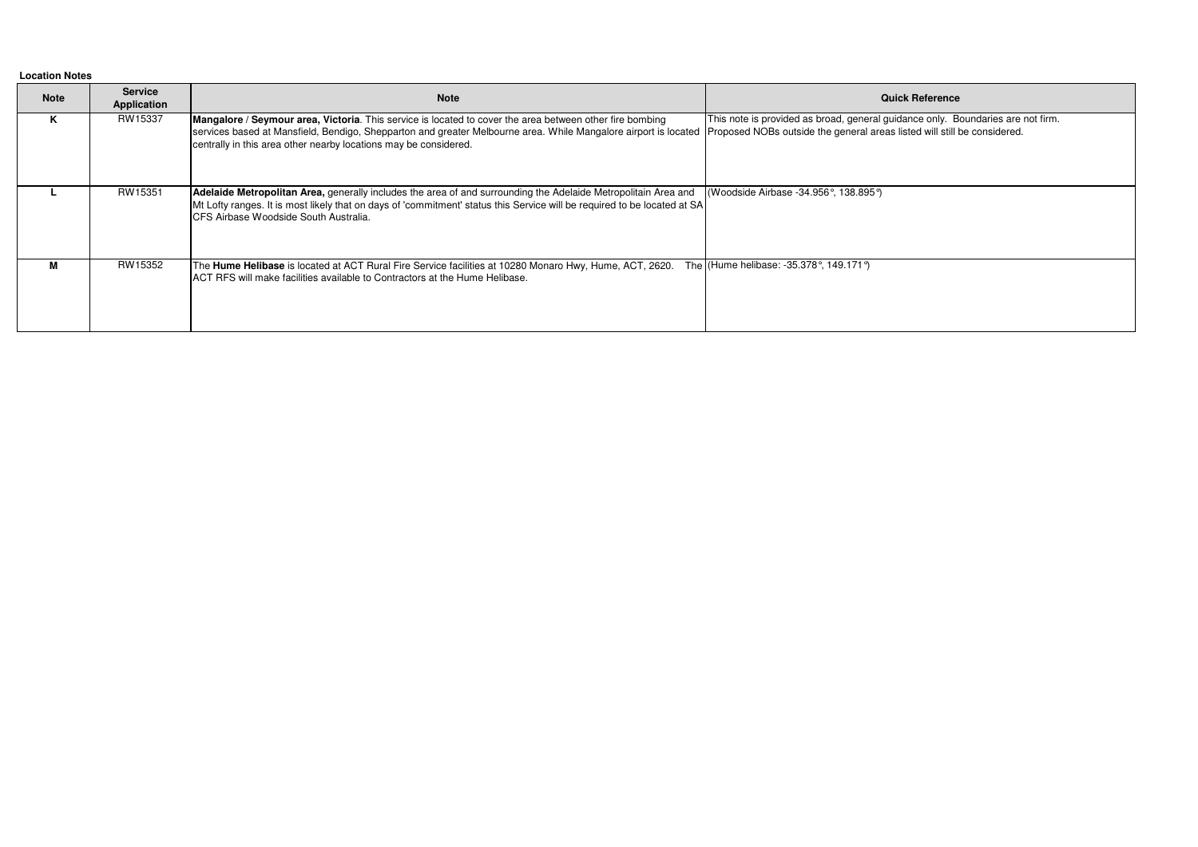**Location Notes**

| Note | Service Application | Note | Quick Reference |
|---|---|---|---|
| K | RW15337 | **Mangalore / Seymour area, Victoria**. This service is located to cover the area between other fire bombing services based at Mansfield, Bendigo, Shepparton and greater Melbourne area. While Mangalore airport is located centrally in this area other nearby locations may be considered. | This note is provided as broad, general guidance only. Boundaries are not firm. Proposed NOBs outside the general areas listed will still be considered. |
| L | RW15351 | **Adelaide Metropolitan Area,** generally includes the area of and surrounding the Adelaide Metropolitain Area and Mt Lofty ranges. It is most likely that on days of 'commitment' status this Service will be required to be located at SA CFS Airbase Woodside South Australia. | (Woodside Airbase -34.956°, 138.895°) |
| M | RW15352 | The **Hume Helibase** is located at ACT Rural Fire Service facilities at 10280 Monaro Hwy, Hume, ACT, 2620. The ACT RFS will make facilities available to Contractors at the Hume Helibase. | (Hume helibase: -35.378°, 149.171°) |